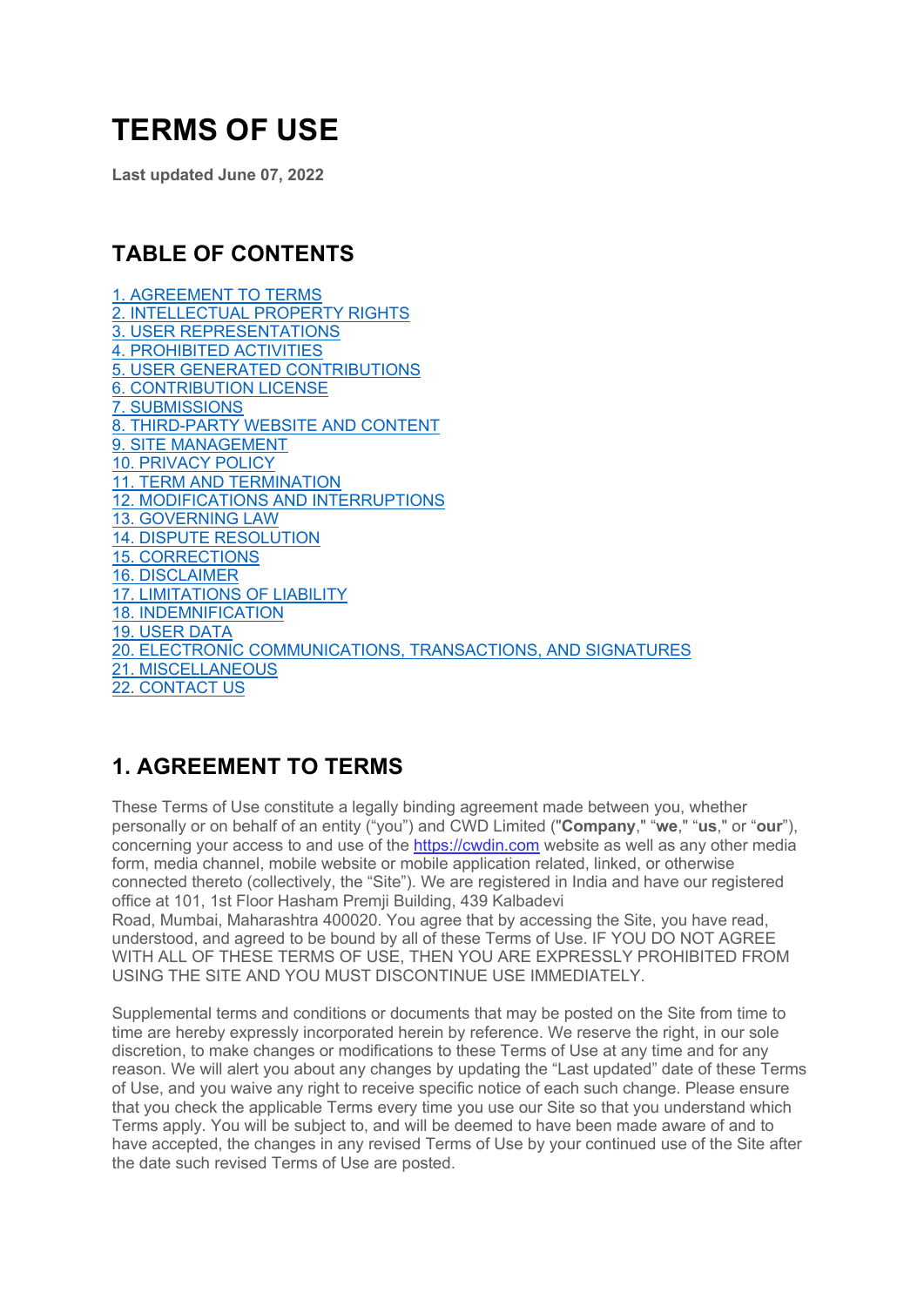# TERMS OF USE

**Last updated June 07, 2022**

## TABLE OF CONTENTS

1. AGREEMENT TO TERMS
2. INTELLECTUAL PROPERTY RIGHTS
3. USER REPRESENTATIONS
4. PROHIBITED ACTIVITIES
5. USER GENERATED CONTRIBUTIONS
6. CONTRIBUTION LICENSE
7. SUBMISSIONS
8. THIRD-PARTY WEBSITE AND CONTENT
9. SITE MANAGEMENT
10. PRIVACY POLICY
11. TERM AND TERMINATION
12. MODIFICATIONS AND INTERRUPTIONS
13. GOVERNING LAW
14. DISPUTE RESOLUTION
15. CORRECTIONS
16. DISCLAIMER
17. LIMITATIONS OF LIABILITY
18. INDEMNIFICATION
19. USER DATA
20. ELECTRONIC COMMUNICATIONS, TRANSACTIONS, AND SIGNATURES
21. MISCELLANEOUS
22. CONTACT US

## 1. AGREEMENT TO TERMS

These Terms of Use constitute a legally binding agreement made between you, whether personally or on behalf of an entity ("you") and CWD Limited ("**Company**," "**we**," "**us**," or "**our**"), concerning your access to and use of the https://cwdin.com website as well as any other media form, media channel, mobile website or mobile application related, linked, or otherwise connected thereto (collectively, the "Site"). We are registered in India and have our registered office at 101, 1st Floor Hasham Premji Building, 439 Kalbadevi Road, Mumbai, Maharashtra 400020. You agree that by accessing the Site, you have read, understood, and agreed to be bound by all of these Terms of Use. IF YOU DO NOT AGREE WITH ALL OF THESE TERMS OF USE, THEN YOU ARE EXPRESSLY PROHIBITED FROM USING THE SITE AND YOU MUST DISCONTINUE USE IMMEDIATELY.

Supplemental terms and conditions or documents that may be posted on the Site from time to time are hereby expressly incorporated herein by reference. We reserve the right, in our sole discretion, to make changes or modifications to these Terms of Use at any time and for any reason. We will alert you about any changes by updating the "Last updated" date of these Terms of Use, and you waive any right to receive specific notice of each such change. Please ensure that you check the applicable Terms every time you use our Site so that you understand which Terms apply. You will be subject to, and will be deemed to have been made aware of and to have accepted, the changes in any revised Terms of Use by your continued use of the Site after the date such revised Terms of Use are posted.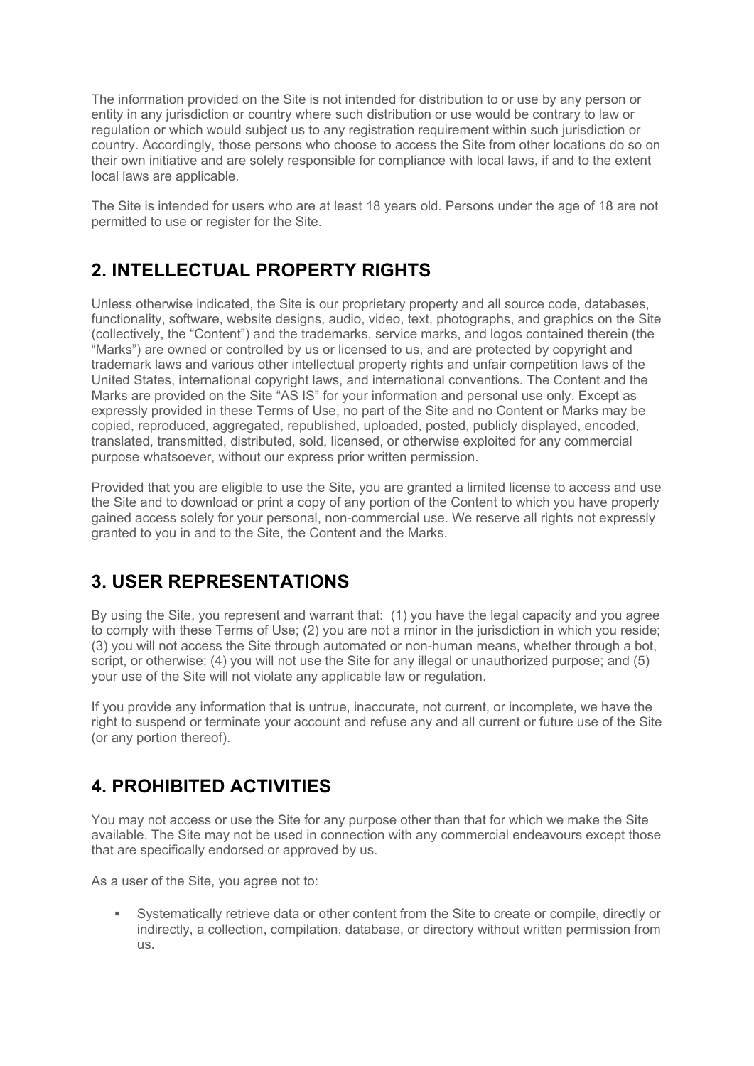The information provided on the Site is not intended for distribution to or use by any person or entity in any jurisdiction or country where such distribution or use would be contrary to law or regulation or which would subject us to any registration requirement within such jurisdiction or country. Accordingly, those persons who choose to access the Site from other locations do so on their own initiative and are solely responsible for compliance with local laws, if and to the extent local laws are applicable.

The Site is intended for users who are at least 18 years old. Persons under the age of 18 are not permitted to use or register for the Site.

## 2. INTELLECTUAL PROPERTY RIGHTS

Unless otherwise indicated, the Site is our proprietary property and all source code, databases, functionality, software, website designs, audio, video, text, photographs, and graphics on the Site (collectively, the "Content") and the trademarks, service marks, and logos contained therein (the "Marks") are owned or controlled by us or licensed to us, and are protected by copyright and trademark laws and various other intellectual property rights and unfair competition laws of the United States, international copyright laws, and international conventions. The Content and the Marks are provided on the Site "AS IS" for your information and personal use only. Except as expressly provided in these Terms of Use, no part of the Site and no Content or Marks may be copied, reproduced, aggregated, republished, uploaded, posted, publicly displayed, encoded, translated, transmitted, distributed, sold, licensed, or otherwise exploited for any commercial purpose whatsoever, without our express prior written permission.

Provided that you are eligible to use the Site, you are granted a limited license to access and use the Site and to download or print a copy of any portion of the Content to which you have properly gained access solely for your personal, non-commercial use. We reserve all rights not expressly granted to you in and to the Site, the Content and the Marks.

## 3. USER REPRESENTATIONS

By using the Site, you represent and warrant that: (1) you have the legal capacity and you agree to comply with these Terms of Use; (2) you are not a minor in the jurisdiction in which you reside; (3) you will not access the Site through automated or non-human means, whether through a bot, script, or otherwise; (4) you will not use the Site for any illegal or unauthorized purpose; and (5) your use of the Site will not violate any applicable law or regulation.

If you provide any information that is untrue, inaccurate, not current, or incomplete, we have the right to suspend or terminate your account and refuse any and all current or future use of the Site (or any portion thereof).

## 4. PROHIBITED ACTIVITIES

You may not access or use the Site for any purpose other than that for which we make the Site available. The Site may not be used in connection with any commercial endeavours except those that are specifically endorsed or approved by us.

As a user of the Site, you agree not to:

- Systematically retrieve data or other content from the Site to create or compile, directly or indirectly, a collection, compilation, database, or directory without written permission from us.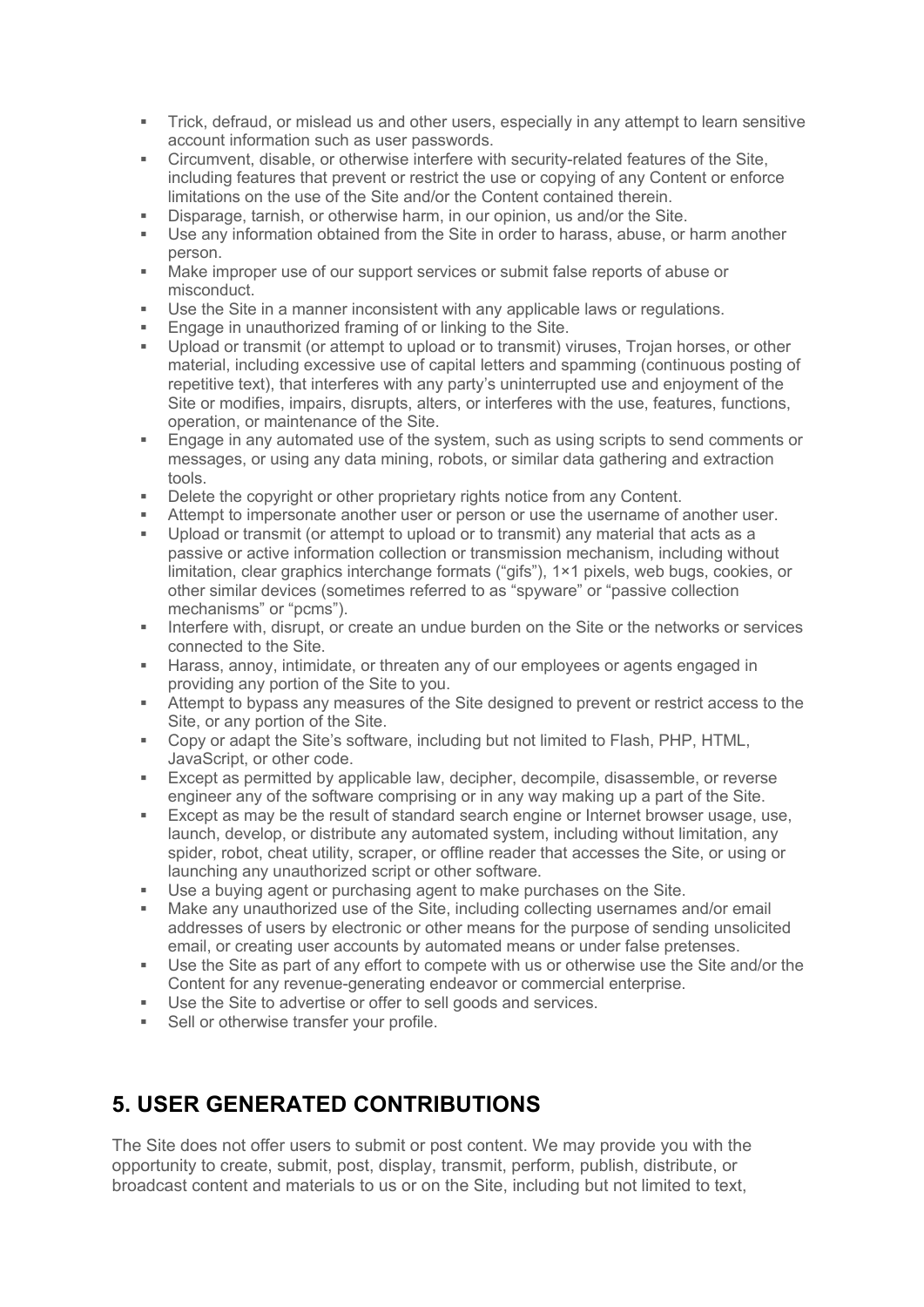- Trick, defraud, or mislead us and other users, especially in any attempt to learn sensitive account information such as user passwords.
- Circumvent, disable, or otherwise interfere with security-related features of the Site, including features that prevent or restrict the use or copying of any Content or enforce limitations on the use of the Site and/or the Content contained therein.
- Disparage, tarnish, or otherwise harm, in our opinion, us and/or the Site.
- Use any information obtained from the Site in order to harass, abuse, or harm another person.
- Make improper use of our support services or submit false reports of abuse or misconduct.
- Use the Site in a manner inconsistent with any applicable laws or regulations.
- Engage in unauthorized framing of or linking to the Site.
- Upload or transmit (or attempt to upload or to transmit) viruses, Trojan horses, or other material, including excessive use of capital letters and spamming (continuous posting of repetitive text), that interferes with any party's uninterrupted use and enjoyment of the Site or modifies, impairs, disrupts, alters, or interferes with the use, features, functions, operation, or maintenance of the Site.
- Engage in any automated use of the system, such as using scripts to send comments or messages, or using any data mining, robots, or similar data gathering and extraction tools.
- Delete the copyright or other proprietary rights notice from any Content.
- Attempt to impersonate another user or person or use the username of another user.
- Upload or transmit (or attempt to upload or to transmit) any material that acts as a passive or active information collection or transmission mechanism, including without limitation, clear graphics interchange formats ("gifs"), 1×1 pixels, web bugs, cookies, or other similar devices (sometimes referred to as "spyware" or "passive collection mechanisms" or "pcms").
- Interfere with, disrupt, or create an undue burden on the Site or the networks or services connected to the Site.
- Harass, annoy, intimidate, or threaten any of our employees or agents engaged in providing any portion of the Site to you.
- Attempt to bypass any measures of the Site designed to prevent or restrict access to the Site, or any portion of the Site.
- Copy or adapt the Site's software, including but not limited to Flash, PHP, HTML, JavaScript, or other code.
- Except as permitted by applicable law, decipher, decompile, disassemble, or reverse engineer any of the software comprising or in any way making up a part of the Site.
- Except as may be the result of standard search engine or Internet browser usage, use, launch, develop, or distribute any automated system, including without limitation, any spider, robot, cheat utility, scraper, or offline reader that accesses the Site, or using or launching any unauthorized script or other software.
- Use a buying agent or purchasing agent to make purchases on the Site.
- Make any unauthorized use of the Site, including collecting usernames and/or email addresses of users by electronic or other means for the purpose of sending unsolicited email, or creating user accounts by automated means or under false pretenses.
- Use the Site as part of any effort to compete with us or otherwise use the Site and/or the Content for any revenue-generating endeavor or commercial enterprise.
- Use the Site to advertise or offer to sell goods and services.
- Sell or otherwise transfer your profile.

## 5. USER GENERATED CONTRIBUTIONS

The Site does not offer users to submit or post content. We may provide you with the opportunity to create, submit, post, display, transmit, perform, publish, distribute, or broadcast content and materials to us or on the Site, including but not limited to text,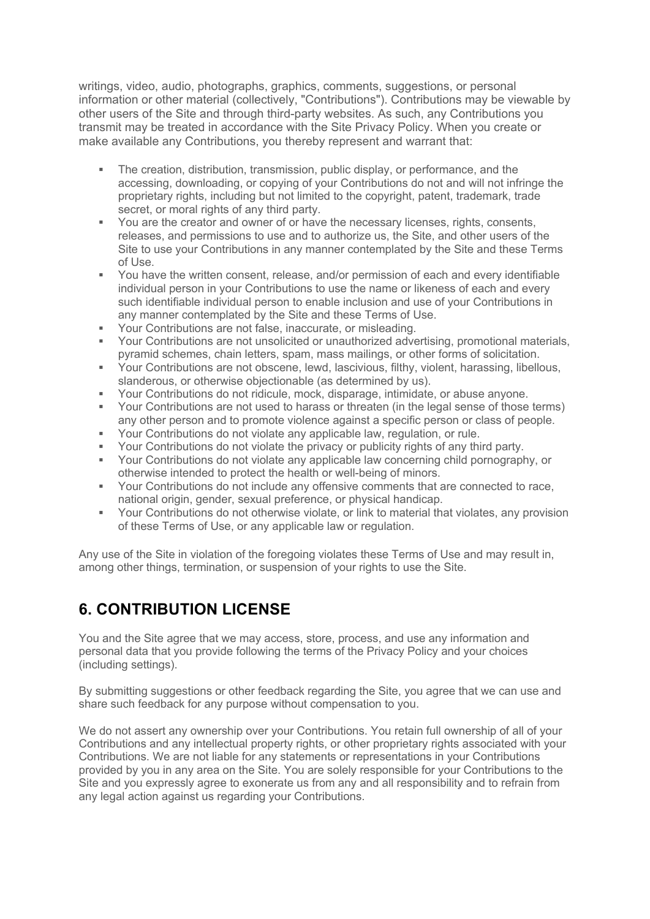writings, video, audio, photographs, graphics, comments, suggestions, or personal information or other material (collectively, "Contributions"). Contributions may be viewable by other users of the Site and through third-party websites. As such, any Contributions you transmit may be treated in accordance with the Site Privacy Policy. When you create or make available any Contributions, you thereby represent and warrant that:

- The creation, distribution, transmission, public display, or performance, and the accessing, downloading, or copying of your Contributions do not and will not infringe the proprietary rights, including but not limited to the copyright, patent, trademark, trade secret, or moral rights of any third party.
- You are the creator and owner of or have the necessary licenses, rights, consents, releases, and permissions to use and to authorize us, the Site, and other users of the Site to use your Contributions in any manner contemplated by the Site and these Terms of Use.
- You have the written consent, release, and/or permission of each and every identifiable individual person in your Contributions to use the name or likeness of each and every such identifiable individual person to enable inclusion and use of your Contributions in any manner contemplated by the Site and these Terms of Use.
- Your Contributions are not false, inaccurate, or misleading.
- Your Contributions are not unsolicited or unauthorized advertising, promotional materials, pyramid schemes, chain letters, spam, mass mailings, or other forms of solicitation.
- Your Contributions are not obscene, lewd, lascivious, filthy, violent, harassing, libellous, slanderous, or otherwise objectionable (as determined by us).
- Your Contributions do not ridicule, mock, disparage, intimidate, or abuse anyone.
- Your Contributions are not used to harass or threaten (in the legal sense of those terms) any other person and to promote violence against a specific person or class of people.
- Your Contributions do not violate any applicable law, regulation, or rule.
- Your Contributions do not violate the privacy or publicity rights of any third party.
- Your Contributions do not violate any applicable law concerning child pornography, or otherwise intended to protect the health or well-being of minors.
- Your Contributions do not include any offensive comments that are connected to race, national origin, gender, sexual preference, or physical handicap.
- Your Contributions do not otherwise violate, or link to material that violates, any provision of these Terms of Use, or any applicable law or regulation.

Any use of the Site in violation of the foregoing violates these Terms of Use and may result in, among other things, termination, or suspension of your rights to use the Site.

## 6. CONTRIBUTION LICENSE

You and the Site agree that we may access, store, process, and use any information and personal data that you provide following the terms of the Privacy Policy and your choices (including settings).

By submitting suggestions or other feedback regarding the Site, you agree that we can use and share such feedback for any purpose without compensation to you.

We do not assert any ownership over your Contributions. You retain full ownership of all of your Contributions and any intellectual property rights, or other proprietary rights associated with your Contributions. We are not liable for any statements or representations in your Contributions provided by you in any area on the Site. You are solely responsible for your Contributions to the Site and you expressly agree to exonerate us from any and all responsibility and to refrain from any legal action against us regarding your Contributions.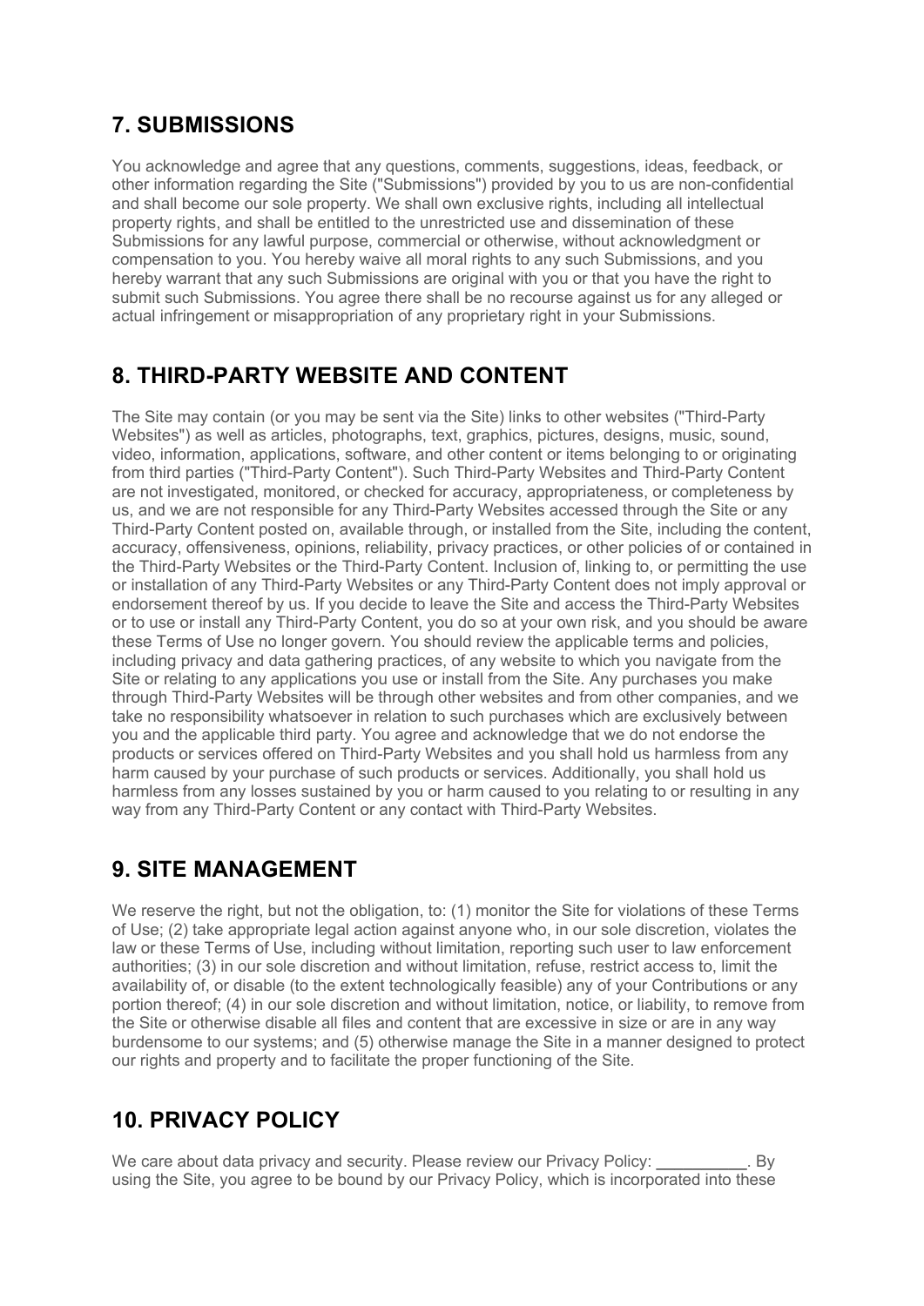## 7. SUBMISSIONS

You acknowledge and agree that any questions, comments, suggestions, ideas, feedback, or other information regarding the Site ("Submissions") provided by you to us are non-confidential and shall become our sole property. We shall own exclusive rights, including all intellectual property rights, and shall be entitled to the unrestricted use and dissemination of these Submissions for any lawful purpose, commercial or otherwise, without acknowledgment or compensation to you. You hereby waive all moral rights to any such Submissions, and you hereby warrant that any such Submissions are original with you or that you have the right to submit such Submissions. You agree there shall be no recourse against us for any alleged or actual infringement or misappropriation of any proprietary right in your Submissions.

## 8. THIRD-PARTY WEBSITE AND CONTENT

The Site may contain (or you may be sent via the Site) links to other websites ("Third-Party Websites") as well as articles, photographs, text, graphics, pictures, designs, music, sound, video, information, applications, software, and other content or items belonging to or originating from third parties ("Third-Party Content"). Such Third-Party Websites and Third-Party Content are not investigated, monitored, or checked for accuracy, appropriateness, or completeness by us, and we are not responsible for any Third-Party Websites accessed through the Site or any Third-Party Content posted on, available through, or installed from the Site, including the content, accuracy, offensiveness, opinions, reliability, privacy practices, or other policies of or contained in the Third-Party Websites or the Third-Party Content. Inclusion of, linking to, or permitting the use or installation of any Third-Party Websites or any Third-Party Content does not imply approval or endorsement thereof by us. If you decide to leave the Site and access the Third-Party Websites or to use or install any Third-Party Content, you do so at your own risk, and you should be aware these Terms of Use no longer govern. You should review the applicable terms and policies, including privacy and data gathering practices, of any website to which you navigate from the Site or relating to any applications you use or install from the Site. Any purchases you make through Third-Party Websites will be through other websites and from other companies, and we take no responsibility whatsoever in relation to such purchases which are exclusively between you and the applicable third party. You agree and acknowledge that we do not endorse the products or services offered on Third-Party Websites and you shall hold us harmless from any harm caused by your purchase of such products or services. Additionally, you shall hold us harmless from any losses sustained by you or harm caused to you relating to or resulting in any way from any Third-Party Content or any contact with Third-Party Websites.

## 9. SITE MANAGEMENT

We reserve the right, but not the obligation, to: (1) monitor the Site for violations of these Terms of Use; (2) take appropriate legal action against anyone who, in our sole discretion, violates the law or these Terms of Use, including without limitation, reporting such user to law enforcement authorities; (3) in our sole discretion and without limitation, refuse, restrict access to, limit the availability of, or disable (to the extent technologically feasible) any of your Contributions or any portion thereof; (4) in our sole discretion and without limitation, notice, or liability, to remove from the Site or otherwise disable all files and content that are excessive in size or are in any way burdensome to our systems; and (5) otherwise manage the Site in a manner designed to protect our rights and property and to facilitate the proper functioning of the Site.

## 10. PRIVACY POLICY

We care about data privacy and security. Please review our Privacy Policy: __________. By using the Site, you agree to be bound by our Privacy Policy, which is incorporated into these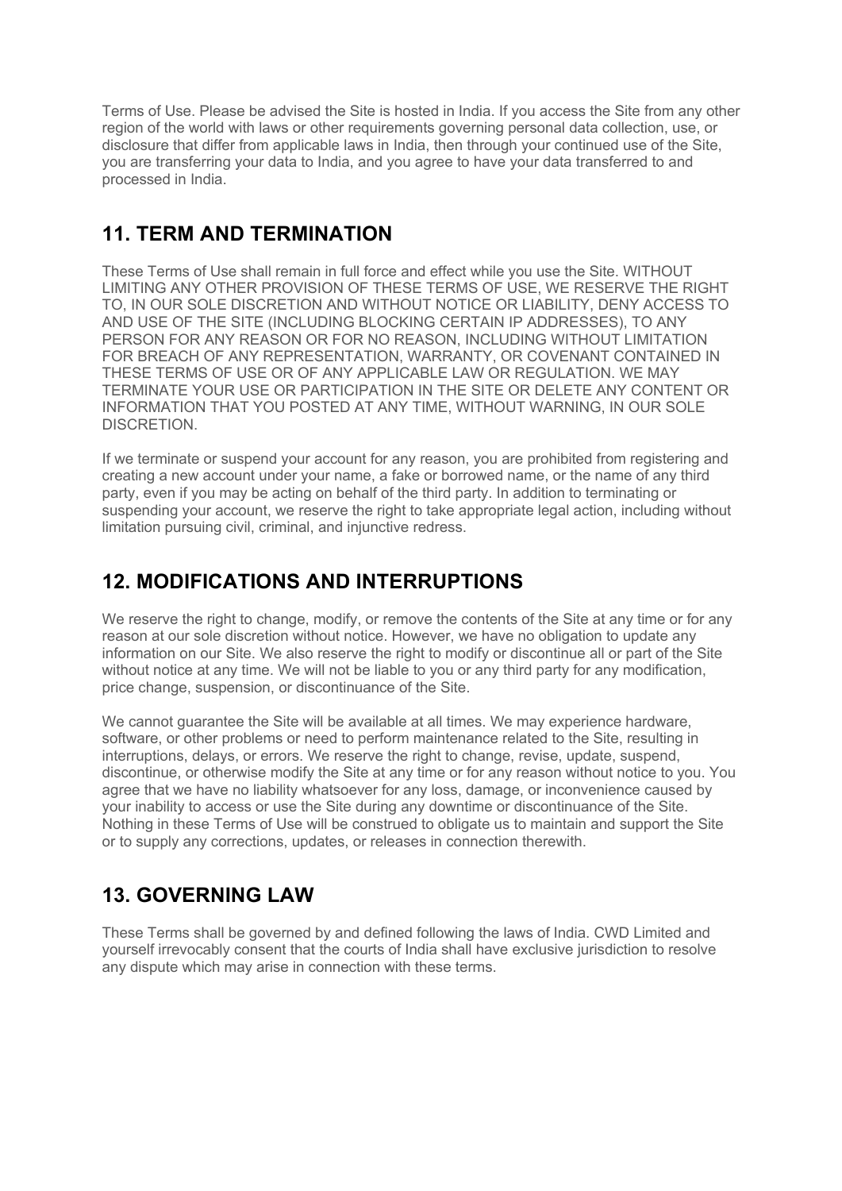Terms of Use. Please be advised the Site is hosted in India. If you access the Site from any other region of the world with laws or other requirements governing personal data collection, use, or disclosure that differ from applicable laws in India, then through your continued use of the Site, you are transferring your data to India, and you agree to have your data transferred to and processed in India.

## 11. TERM AND TERMINATION

These Terms of Use shall remain in full force and effect while you use the Site. WITHOUT LIMITING ANY OTHER PROVISION OF THESE TERMS OF USE, WE RESERVE THE RIGHT TO, IN OUR SOLE DISCRETION AND WITHOUT NOTICE OR LIABILITY, DENY ACCESS TO AND USE OF THE SITE (INCLUDING BLOCKING CERTAIN IP ADDRESSES), TO ANY PERSON FOR ANY REASON OR FOR NO REASON, INCLUDING WITHOUT LIMITATION FOR BREACH OF ANY REPRESENTATION, WARRANTY, OR COVENANT CONTAINED IN THESE TERMS OF USE OR OF ANY APPLICABLE LAW OR REGULATION. WE MAY TERMINATE YOUR USE OR PARTICIPATION IN THE SITE OR DELETE ANY CONTENT OR INFORMATION THAT YOU POSTED AT ANY TIME, WITHOUT WARNING, IN OUR SOLE DISCRETION.

If we terminate or suspend your account for any reason, you are prohibited from registering and creating a new account under your name, a fake or borrowed name, or the name of any third party, even if you may be acting on behalf of the third party. In addition to terminating or suspending your account, we reserve the right to take appropriate legal action, including without limitation pursuing civil, criminal, and injunctive redress.

## 12. MODIFICATIONS AND INTERRUPTIONS

We reserve the right to change, modify, or remove the contents of the Site at any time or for any reason at our sole discretion without notice. However, we have no obligation to update any information on our Site. We also reserve the right to modify or discontinue all or part of the Site without notice at any time. We will not be liable to you or any third party for any modification, price change, suspension, or discontinuance of the Site.

We cannot guarantee the Site will be available at all times. We may experience hardware, software, or other problems or need to perform maintenance related to the Site, resulting in interruptions, delays, or errors. We reserve the right to change, revise, update, suspend, discontinue, or otherwise modify the Site at any time or for any reason without notice to you. You agree that we have no liability whatsoever for any loss, damage, or inconvenience caused by your inability to access or use the Site during any downtime or discontinuance of the Site. Nothing in these Terms of Use will be construed to obligate us to maintain and support the Site or to supply any corrections, updates, or releases in connection therewith.

## 13. GOVERNING LAW

These Terms shall be governed by and defined following the laws of India. CWD Limited and yourself irrevocably consent that the courts of India shall have exclusive jurisdiction to resolve any dispute which may arise in connection with these terms.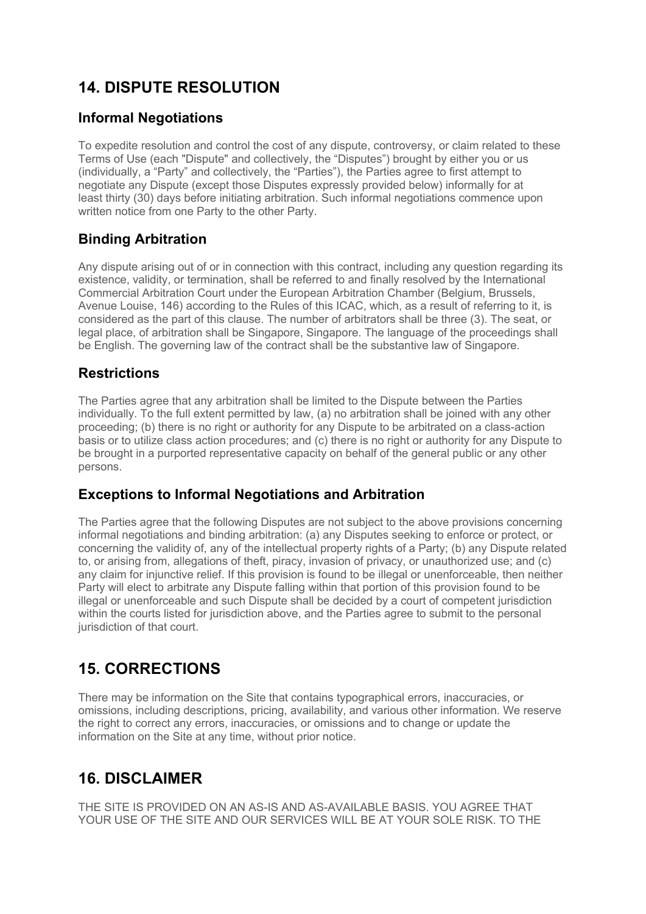## 14. DISPUTE RESOLUTION

### Informal Negotiations

To expedite resolution and control the cost of any dispute, controversy, or claim related to these Terms of Use (each "Dispute" and collectively, the “Disputes”) brought by either you or us (individually, a “Party” and collectively, the “Parties”), the Parties agree to first attempt to negotiate any Dispute (except those Disputes expressly provided below) informally for at least thirty (30) days before initiating arbitration. Such informal negotiations commence upon written notice from one Party to the other Party.

### Binding Arbitration

Any dispute arising out of or in connection with this contract, including any question regarding its existence, validity, or termination, shall be referred to and finally resolved by the International Commercial Arbitration Court under the European Arbitration Chamber (Belgium, Brussels, Avenue Louise, 146) according to the Rules of this ICAC, which, as a result of referring to it, is considered as the part of this clause. The number of arbitrators shall be three (3). The seat, or legal place, of arbitration shall be Singapore, Singapore. The language of the proceedings shall be English. The governing law of the contract shall be the substantive law of Singapore.

### Restrictions

The Parties agree that any arbitration shall be limited to the Dispute between the Parties individually. To the full extent permitted by law, (a) no arbitration shall be joined with any other proceeding; (b) there is no right or authority for any Dispute to be arbitrated on a class-action basis or to utilize class action procedures; and (c) there is no right or authority for any Dispute to be brought in a purported representative capacity on behalf of the general public or any other persons.

### Exceptions to Informal Negotiations and Arbitration

The Parties agree that the following Disputes are not subject to the above provisions concerning informal negotiations and binding arbitration: (a) any Disputes seeking to enforce or protect, or concerning the validity of, any of the intellectual property rights of a Party; (b) any Dispute related to, or arising from, allegations of theft, piracy, invasion of privacy, or unauthorized use; and (c) any claim for injunctive relief. If this provision is found to be illegal or unenforceable, then neither Party will elect to arbitrate any Dispute falling within that portion of this provision found to be illegal or unenforceable and such Dispute shall be decided by a court of competent jurisdiction within the courts listed for jurisdiction above, and the Parties agree to submit to the personal jurisdiction of that court.

## 15. CORRECTIONS

There may be information on the Site that contains typographical errors, inaccuracies, or omissions, including descriptions, pricing, availability, and various other information. We reserve the right to correct any errors, inaccuracies, or omissions and to change or update the information on the Site at any time, without prior notice.

## 16. DISCLAIMER

THE SITE IS PROVIDED ON AN AS-IS AND AS-AVAILABLE BASIS. YOU AGREE THAT YOUR USE OF THE SITE AND OUR SERVICES WILL BE AT YOUR SOLE RISK. TO THE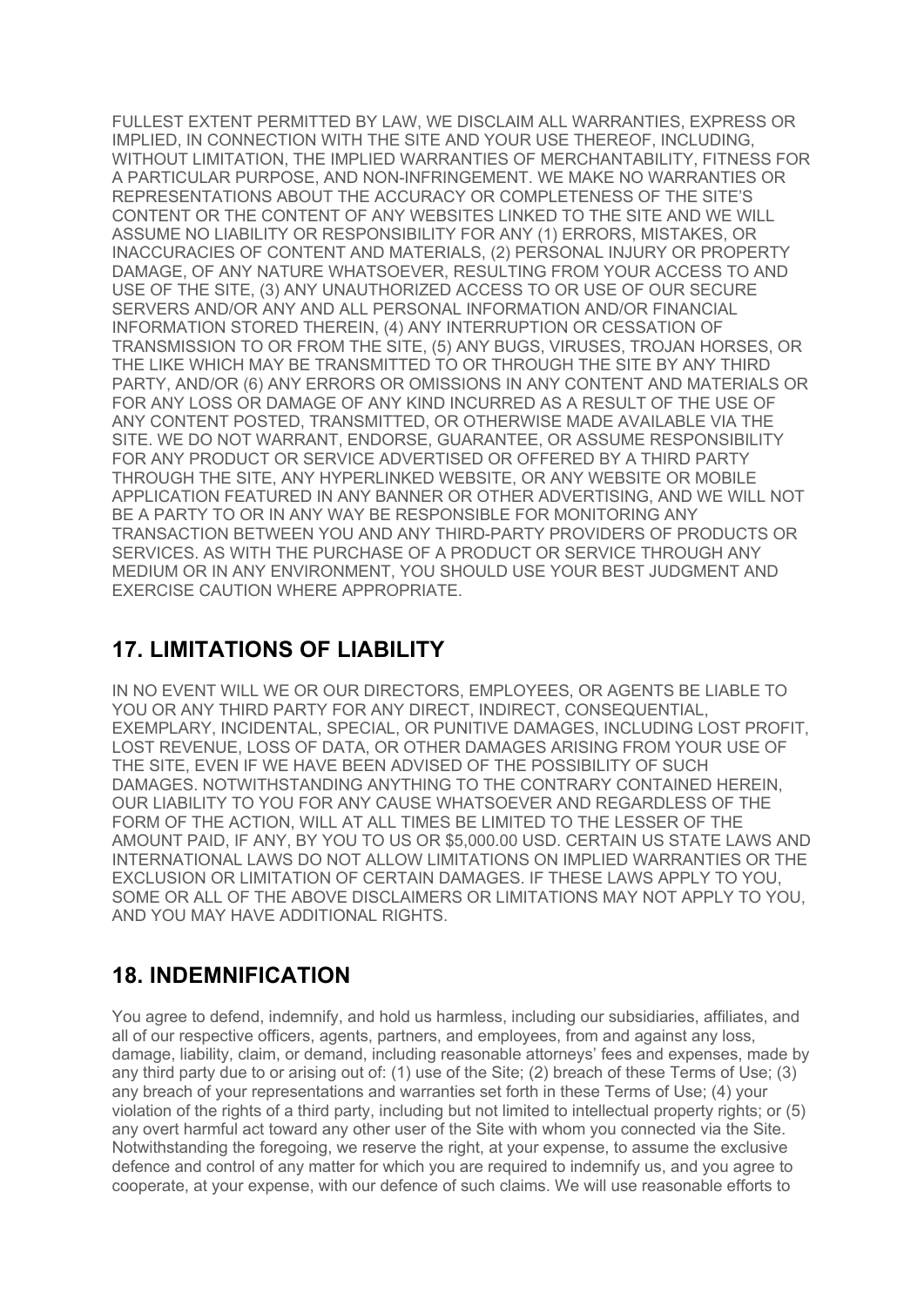FULLEST EXTENT PERMITTED BY LAW, WE DISCLAIM ALL WARRANTIES, EXPRESS OR IMPLIED, IN CONNECTION WITH THE SITE AND YOUR USE THEREOF, INCLUDING, WITHOUT LIMITATION, THE IMPLIED WARRANTIES OF MERCHANTABILITY, FITNESS FOR A PARTICULAR PURPOSE, AND NON-INFRINGEMENT. WE MAKE NO WARRANTIES OR REPRESENTATIONS ABOUT THE ACCURACY OR COMPLETENESS OF THE SITE'S CONTENT OR THE CONTENT OF ANY WEBSITES LINKED TO THE SITE AND WE WILL ASSUME NO LIABILITY OR RESPONSIBILITY FOR ANY (1) ERRORS, MISTAKES, OR INACCURACIES OF CONTENT AND MATERIALS, (2) PERSONAL INJURY OR PROPERTY DAMAGE, OF ANY NATURE WHATSOEVER, RESULTING FROM YOUR ACCESS TO AND USE OF THE SITE, (3) ANY UNAUTHORIZED ACCESS TO OR USE OF OUR SECURE SERVERS AND/OR ANY AND ALL PERSONAL INFORMATION AND/OR FINANCIAL INFORMATION STORED THEREIN, (4) ANY INTERRUPTION OR CESSATION OF TRANSMISSION TO OR FROM THE SITE, (5) ANY BUGS, VIRUSES, TROJAN HORSES, OR THE LIKE WHICH MAY BE TRANSMITTED TO OR THROUGH THE SITE BY ANY THIRD PARTY, AND/OR (6) ANY ERRORS OR OMISSIONS IN ANY CONTENT AND MATERIALS OR FOR ANY LOSS OR DAMAGE OF ANY KIND INCURRED AS A RESULT OF THE USE OF ANY CONTENT POSTED, TRANSMITTED, OR OTHERWISE MADE AVAILABLE VIA THE SITE. WE DO NOT WARRANT, ENDORSE, GUARANTEE, OR ASSUME RESPONSIBILITY FOR ANY PRODUCT OR SERVICE ADVERTISED OR OFFERED BY A THIRD PARTY THROUGH THE SITE, ANY HYPERLINKED WEBSITE, OR ANY WEBSITE OR MOBILE APPLICATION FEATURED IN ANY BANNER OR OTHER ADVERTISING, AND WE WILL NOT BE A PARTY TO OR IN ANY WAY BE RESPONSIBLE FOR MONITORING ANY TRANSACTION BETWEEN YOU AND ANY THIRD-PARTY PROVIDERS OF PRODUCTS OR SERVICES. AS WITH THE PURCHASE OF A PRODUCT OR SERVICE THROUGH ANY MEDIUM OR IN ANY ENVIRONMENT, YOU SHOULD USE YOUR BEST JUDGMENT AND EXERCISE CAUTION WHERE APPROPRIATE.

## 17. LIMITATIONS OF LIABILITY

IN NO EVENT WILL WE OR OUR DIRECTORS, EMPLOYEES, OR AGENTS BE LIABLE TO YOU OR ANY THIRD PARTY FOR ANY DIRECT, INDIRECT, CONSEQUENTIAL, EXEMPLARY, INCIDENTAL, SPECIAL, OR PUNITIVE DAMAGES, INCLUDING LOST PROFIT, LOST REVENUE, LOSS OF DATA, OR OTHER DAMAGES ARISING FROM YOUR USE OF THE SITE, EVEN IF WE HAVE BEEN ADVISED OF THE POSSIBILITY OF SUCH DAMAGES. NOTWITHSTANDING ANYTHING TO THE CONTRARY CONTAINED HEREIN, OUR LIABILITY TO YOU FOR ANY CAUSE WHATSOEVER AND REGARDLESS OF THE FORM OF THE ACTION, WILL AT ALL TIMES BE LIMITED TO THE LESSER OF THE AMOUNT PAID, IF ANY, BY YOU TO US OR $5,000.00 USD. CERTAIN US STATE LAWS AND INTERNATIONAL LAWS DO NOT ALLOW LIMITATIONS ON IMPLIED WARRANTIES OR THE EXCLUSION OR LIMITATION OF CERTAIN DAMAGES. IF THESE LAWS APPLY TO YOU, SOME OR ALL OF THE ABOVE DISCLAIMERS OR LIMITATIONS MAY NOT APPLY TO YOU, AND YOU MAY HAVE ADDITIONAL RIGHTS.

## 18. INDEMNIFICATION

You agree to defend, indemnify, and hold us harmless, including our subsidiaries, affiliates, and all of our respective officers, agents, partners, and employees, from and against any loss, damage, liability, claim, or demand, including reasonable attorneys' fees and expenses, made by any third party due to or arising out of: (1) use of the Site; (2) breach of these Terms of Use; (3) any breach of your representations and warranties set forth in these Terms of Use; (4) your violation of the rights of a third party, including but not limited to intellectual property rights; or (5) any overt harmful act toward any other user of the Site with whom you connected via the Site. Notwithstanding the foregoing, we reserve the right, at your expense, to assume the exclusive defence and control of any matter for which you are required to indemnify us, and you agree to cooperate, at your expense, with our defence of such claims. We will use reasonable efforts to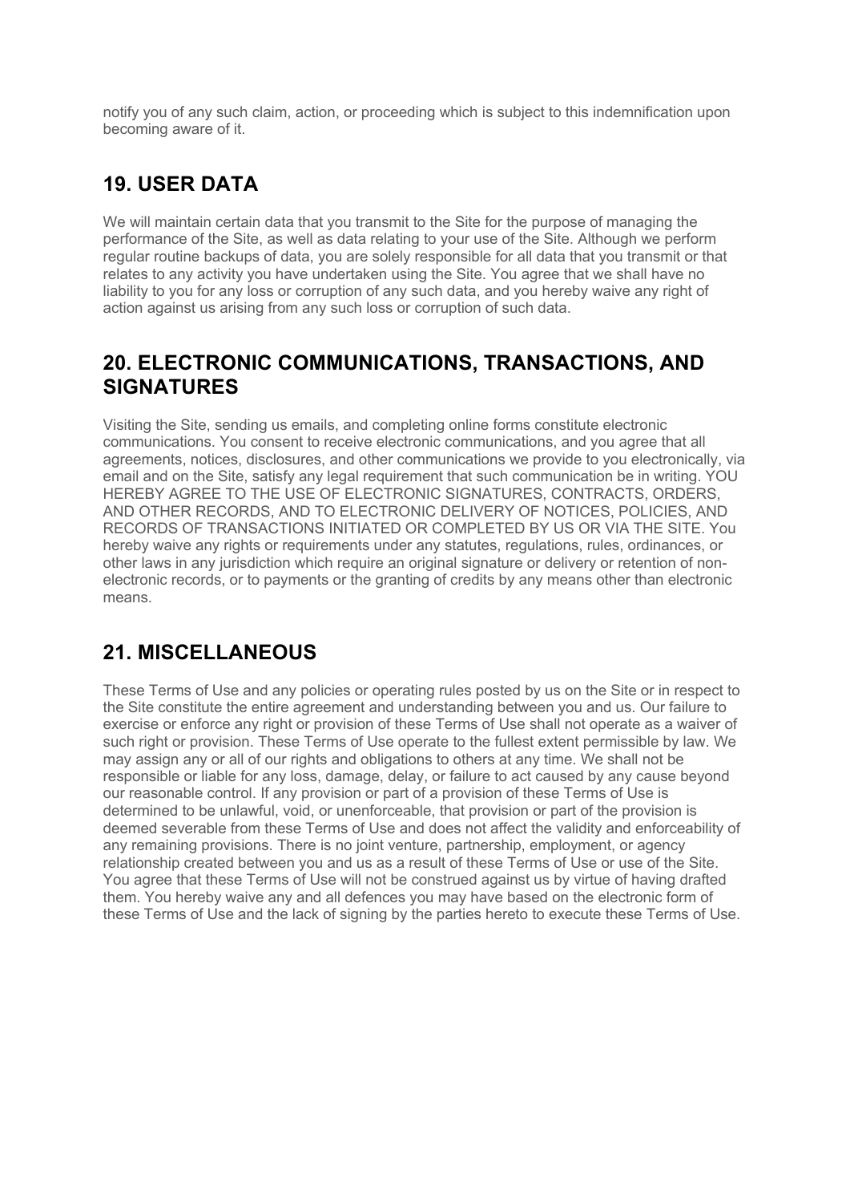notify you of any such claim, action, or proceeding which is subject to this indemnification upon becoming aware of it.

## 19. USER DATA

We will maintain certain data that you transmit to the Site for the purpose of managing the performance of the Site, as well as data relating to your use of the Site. Although we perform regular routine backups of data, you are solely responsible for all data that you transmit or that relates to any activity you have undertaken using the Site. You agree that we shall have no liability to you for any loss or corruption of any such data, and you hereby waive any right of action against us arising from any such loss or corruption of such data.

## 20. ELECTRONIC COMMUNICATIONS, TRANSACTIONS, AND SIGNATURES

Visiting the Site, sending us emails, and completing online forms constitute electronic communications. You consent to receive electronic communications, and you agree that all agreements, notices, disclosures, and other communications we provide to you electronically, via email and on the Site, satisfy any legal requirement that such communication be in writing. YOU HEREBY AGREE TO THE USE OF ELECTRONIC SIGNATURES, CONTRACTS, ORDERS, AND OTHER RECORDS, AND TO ELECTRONIC DELIVERY OF NOTICES, POLICIES, AND RECORDS OF TRANSACTIONS INITIATED OR COMPLETED BY US OR VIA THE SITE. You hereby waive any rights or requirements under any statutes, regulations, rules, ordinances, or other laws in any jurisdiction which require an original signature or delivery or retention of non-electronic records, or to payments or the granting of credits by any means other than electronic means.

## 21. MISCELLANEOUS

These Terms of Use and any policies or operating rules posted by us on the Site or in respect to the Site constitute the entire agreement and understanding between you and us. Our failure to exercise or enforce any right or provision of these Terms of Use shall not operate as a waiver of such right or provision. These Terms of Use operate to the fullest extent permissible by law. We may assign any or all of our rights and obligations to others at any time. We shall not be responsible or liable for any loss, damage, delay, or failure to act caused by any cause beyond our reasonable control. If any provision or part of a provision of these Terms of Use is determined to be unlawful, void, or unenforceable, that provision or part of the provision is deemed severable from these Terms of Use and does not affect the validity and enforceability of any remaining provisions. There is no joint venture, partnership, employment, or agency relationship created between you and us as a result of these Terms of Use or use of the Site. You agree that these Terms of Use will not be construed against us by virtue of having drafted them. You hereby waive any and all defences you may have based on the electronic form of these Terms of Use and the lack of signing by the parties hereto to execute these Terms of Use.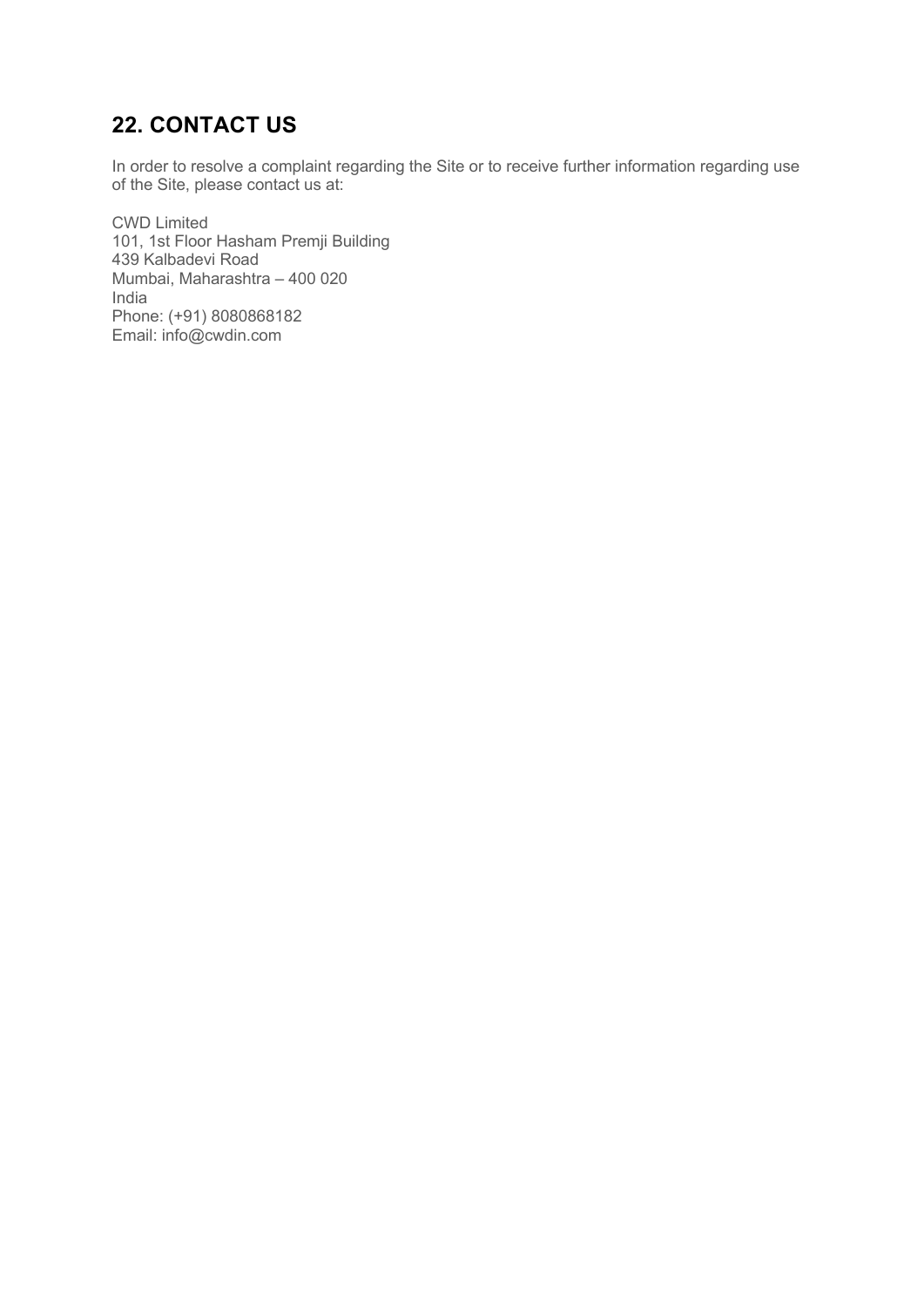## 22. CONTACT US

In order to resolve a complaint regarding the Site or to receive further information regarding use of the Site, please contact us at:

CWD Limited
101, 1st Floor Hasham Premji Building
439 Kalbadevi Road
Mumbai, Maharashtra – 400 020
India
Phone: (+91) 8080868182
Email: info@cwdin.com